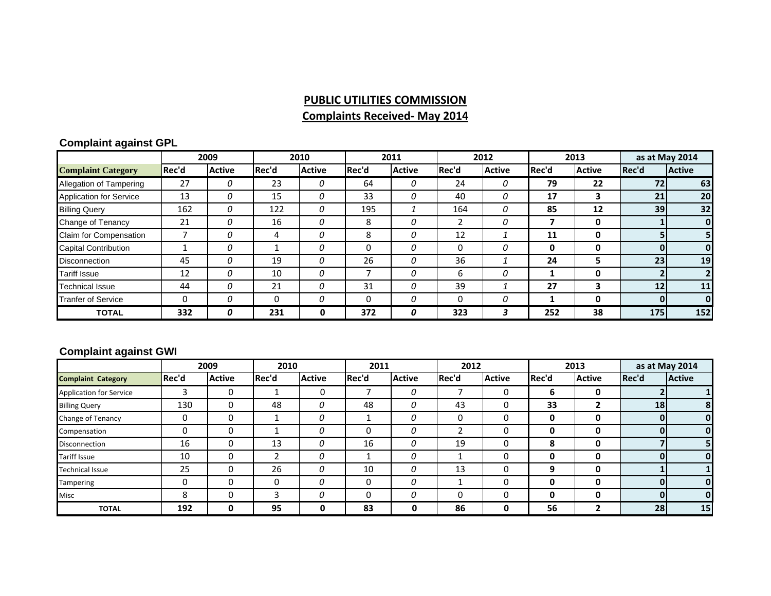# PUBLIC UTILITIES COMMISSION

## Complaints Received- May 2014

### Complaint against GPL

| | 2009 | | 2010 | | 2011 | | 2012 | | 2013 | | as at May 2014 | |
|---|---|---|---|---|---|---|---|---|---|---|---|---|
| **Complaint Category** | **Rec'd** | **Active** | **Rec'd** | **Active** | **Rec'd** | **Active** | **Rec'd** | **Active** | **Rec'd** | **Active** | **Rec'd** | **Active** |
| Allegation of Tampering | 27 | *0* | 23 | *0* | 64 | *0* | 24 | *0* | **79** | **22** | **72** | **63** |
| Application for Service | 13 | *0* | 15 | *0* | 33 | *0* | 40 | *0* | **17** | **3** | **21** | **20** |
| Billing Query | 162 | *0* | 122 | *0* | 195 | *1* | 164 | *0* | **85** | **12** | **39** | **32** |
| Change of Tenancy | 21 | *0* | 16 | *0* | 8 | *0* | 2 | *0* | **7** | **0** | **1** | **0** |
| Claim for Compensation | 7 | *0* | 4 | *0* | 8 | *0* | 12 | *1* | **11** | **0** | **5** | **5** |
| Capital Contribution | 1 | *0* | 1 | *0* | 0 | *0* | 0 | *0* | **0** | **0** | **0** | **0** |
| Disconnection | 45 | *0* | 19 | *0* | 26 | *0* | 36 | *1* | **24** | **5** | **23** | **19** |
| Tariff Issue | 12 | *0* | 10 | *0* | 7 | *0* | 6 | *0* | **1** | **0** | **2** | **2** |
| Technical Issue | 44 | *0* | 21 | *0* | 31 | *0* | 39 | *1* | **27** | **3** | **12** | **11** |
| Tranfer of Service | 0 | *0* | 0 | *0* | 0 | *0* | 0 | *0* | **1** | **0** | **0** | **0** |
| **TOTAL** | **332** | ***0*** | **231** | **0** | **372** | ***0*** | **323** | ***3*** | **252** | **38** | **175** | **152** |

### Complaint against GWI

| | 2009 | | 2010 | | 2011 | | 2012 | | 2013 | | as at May 2014 | |
|---|---|---|---|---|---|---|---|---|---|---|---|---|
| **Complaint Category** | **Rec'd** | **Active** | **Rec'd** | **Active** | **Rec'd** | **Active** | **Rec'd** | **Active** | **Rec'd** | **Active** | **Rec'd** | **Active** |
| Application for Service | 3 | 0 | 1 | 0 | 7 | *0* | 7 | 0 | **6** | **0** | **2** | **1** |
| Billing Query | 130 | 0 | 48 | *0* | 48 | *0* | 43 | 0 | **33** | **2** | **18** | **8** |
| Change of Tenancy | 0 | 0 | 1 | *0* | 1 | *0* | 0 | 0 | **0** | **0** | **0** | **0** |
| Compensation | 0 | 0 | 1 | *0* | 0 | *0* | 2 | 0 | **0** | **0** | **0** | **0** |
| Disconnection | 16 | 0 | 13 | *0* | 16 | *0* | 19 | 0 | **8** | **0** | **7** | **5** |
| Tariff Issue | 10 | 0 | 2 | *0* | 1 | *0* | 1 | 0 | **0** | **0** | **0** | **0** |
| Technical Issue | 25 | 0 | 26 | *0* | 10 | *0* | 13 | 0 | **9** | **0** | **1** | **1** |
| Tampering | 0 | 0 | 0 | *0* | 0 | *0* | 1 | 0 | **0** | **0** | **0** | **0** |
| Misc | 8 | 0 | 3 | *0* | 0 | *0* | 0 | 0 | **0** | **0** | **0** | **0** |
| **TOTAL** | **192** | **0** | **95** | **0** | **83** | **0** | **86** | **0** | **56** | **2** | **28** | **15** |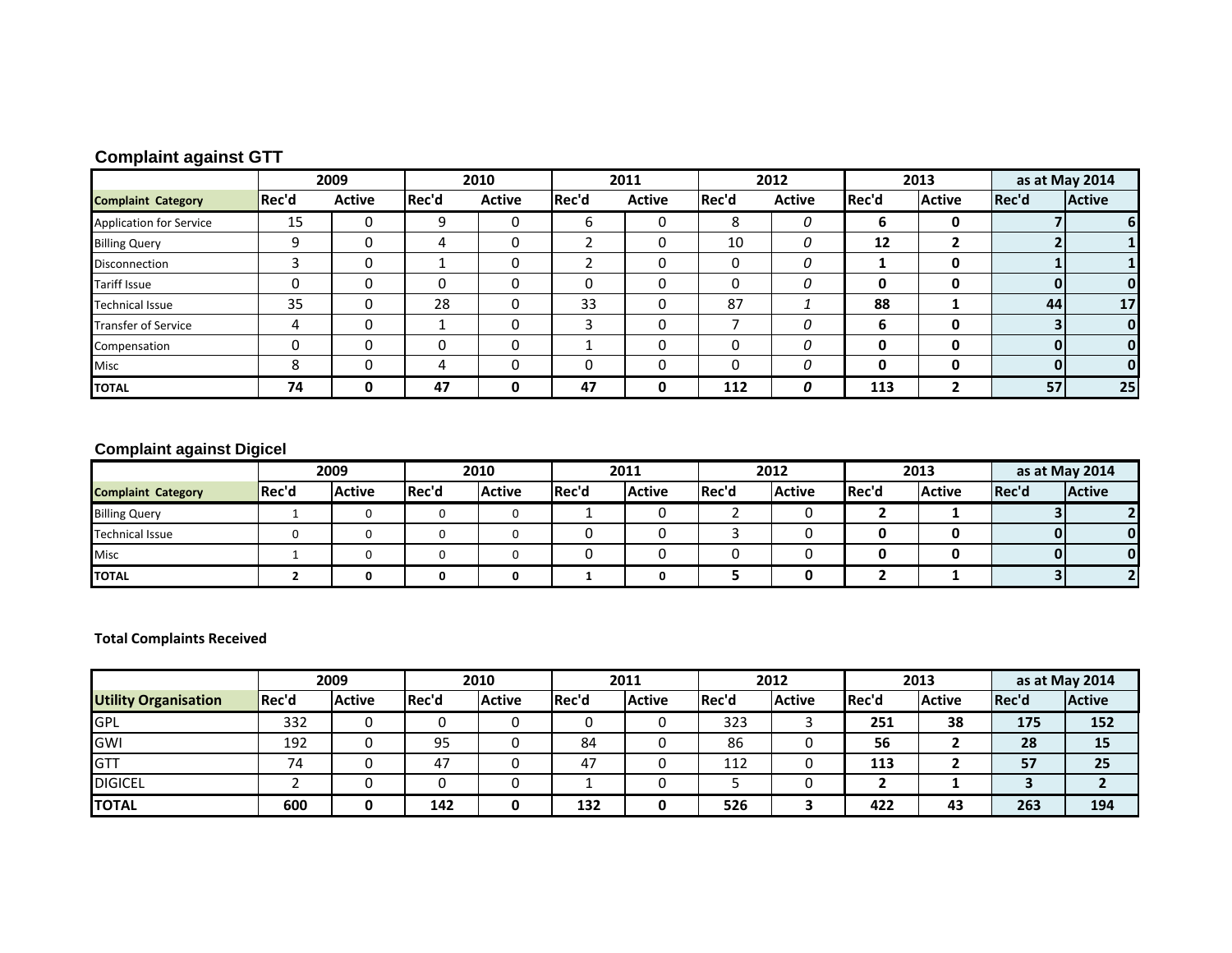### Complaint against GTT

| | 2009 | | 2010 | | 2011 | | 2012 | | 2013 | | as at May 2014 | |
|---|---|---|---|---|---|---|---|---|---|---|---|---|
| **Complaint Category** | **Rec'd** | **Active** | **Rec'd** | **Active** | **Rec'd** | **Active** | **Rec'd** | **Active** | **Rec'd** | **Active** | **Rec'd** | **Active** |
| Application for Service | 15 | 0 | 9 | 0 | 6 | 0 | 8 | *0* | **6** | **0** | **7** | **6** |
| Billing Query | 9 | 0 | 4 | 0 | 2 | 0 | 10 | *0* | **12** | **2** | **2** | **1** |
| Disconnection | 3 | 0 | 1 | 0 | 2 | 0 | 0 | *0* | **1** | **0** | **1** | **1** |
| Tariff Issue | 0 | 0 | 0 | 0 | 0 | 0 | 0 | *0* | **0** | **0** | **0** | **0** |
| Technical Issue | 35 | 0 | 28 | 0 | 33 | 0 | 87 | *1* | **88** | **1** | **44** | **17** |
| Transfer of Service | 4 | 0 | 1 | 0 | 3 | 0 | 7 | *0* | **6** | **0** | **3** | **0** |
| Compensation | 0 | 0 | 0 | 0 | 1 | 0 | 0 | *0* | **0** | **0** | **0** | **0** |
| Misc | 8 | 0 | 4 | 0 | 0 | 0 | 0 | *0* | **0** | **0** | **0** | **0** |
| **TOTAL** | **74** | **0** | **47** | **0** | **47** | **0** | **112** | ***0*** | **113** | **2** | **57** | **25** |

### Complaint against Digicel

| | 2009 | | 2010 | | 2011 | | 2012 | | 2013 | | as at May 2014 | |
|---|---|---|---|---|---|---|---|---|---|---|---|---|
| **Complaint Category** | **Rec'd** | **Active** | **Rec'd** | **Active** | **Rec'd** | **Active** | **Rec'd** | **Active** | **Rec'd** | **Active** | **Rec'd** | **Active** |
| Billing Query | 1 | 0 | 0 | 0 | 1 | 0 | 2 | 0 | **2** | **1** | **3** | **2** |
| Technical Issue | 0 | 0 | 0 | 0 | 0 | 0 | 3 | 0 | **0** | **0** | **0** | **0** |
| Misc | 1 | 0 | 0 | 0 | 0 | 0 | 0 | 0 | **0** | **0** | **0** | **0** |
| **TOTAL** | **2** | **0** | **0** | **0** | **1** | **0** | **5** | **0** | **2** | **1** | **3** | **2** |

### Total Complaints Received

| | 2009 | | 2010 | | 2011 | | 2012 | | 2013 | | as at May 2014 | |
|---|---|---|---|---|---|---|---|---|---|---|---|---|
| **Utility Organisation** | **Rec'd** | **Active** | **Rec'd** | **Active** | **Rec'd** | **Active** | **Rec'd** | **Active** | **Rec'd** | **Active** | **Rec'd** | **Active** |
| GPL | 332 | 0 | 0 | 0 | 0 | 0 | 323 | 3 | **251** | **38** | **175** | **152** |
| GWI | 192 | 0 | 95 | 0 | 84 | 0 | 86 | 0 | **56** | **2** | **28** | **15** |
| GTT | 74 | 0 | 47 | 0 | 47 | 0 | 112 | 0 | **113** | **2** | **57** | **25** |
| DIGICEL | 2 | 0 | 0 | 0 | 1 | 0 | 5 | 0 | **2** | **1** | **3** | **2** |
| **TOTAL** | **600** | **0** | **142** | **0** | **132** | **0** | **526** | **3** | **422** | **43** | **263** | **194** |